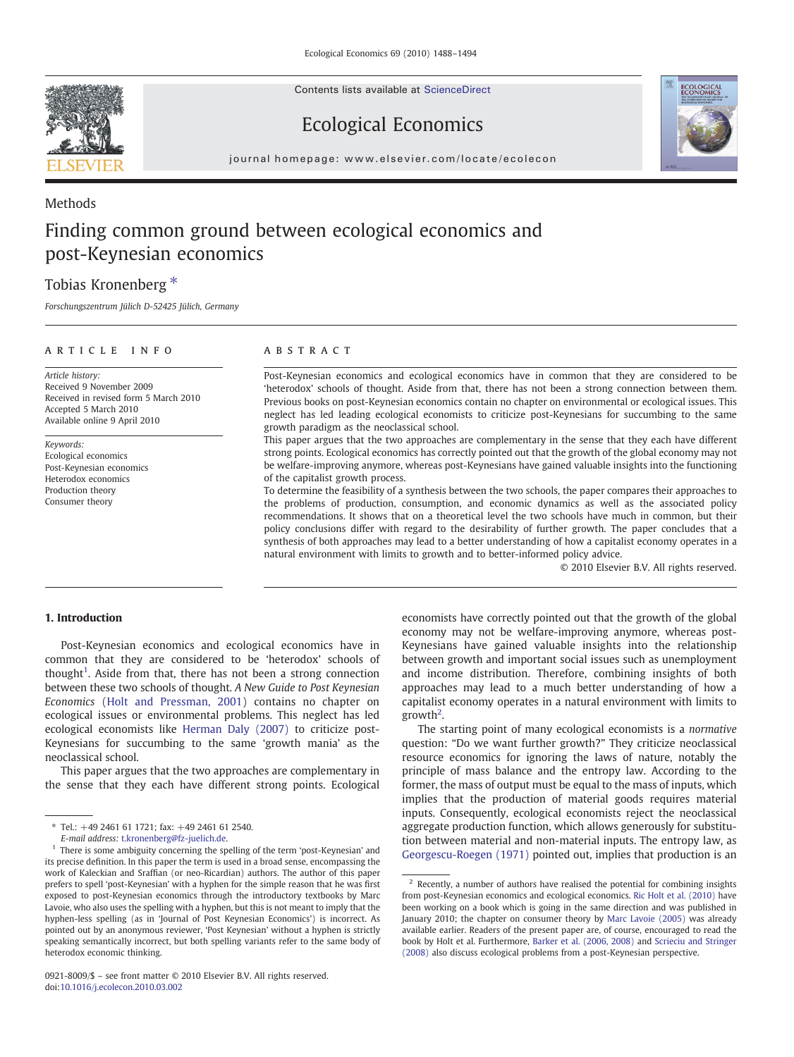Methods

# Finding common ground between ecological economics and post-Keynesian economics

Tobias Kronenberg *

Forschungszentrum Jülich D-52425 Jülich, Germany

ARTICLE INFO

*Article history:*
Received 9 November 2009
Received in revised form 5 March 2010
Accepted 5 March 2010
Available online 9 April 2010

*Keywords:*
Ecological economics
Post-Keynesian economics
Heterodox economics
Production theory
Consumer theory

ABSTRACT

Post-Keynesian economics and ecological economics have in common that they are considered to be 'heterodox' schools of thought. Aside from that, there has not been a strong connection between them. Previous books on post-Keynesian economics contain no chapter on environmental or ecological issues. This neglect has led leading ecological economists to criticize post-Keynesians for succumbing to the same growth paradigm as the neoclassical school.

This paper argues that the two approaches are complementary in the sense that they each have different strong points. Ecological economics has correctly pointed out that the growth of the global economy may not be welfare-improving anymore, whereas post-Keynesians have gained valuable insights into the functioning of the capitalist growth process.

To determine the feasibility of a synthesis between the two schools, the paper compares their approaches to the problems of production, consumption, and economic dynamics as well as the associated policy recommendations. It shows that on a theoretical level the two schools have much in common, but their policy conclusions differ with regard to the desirability of further growth. The paper concludes that a synthesis of both approaches may lead to a better understanding of how a capitalist economy operates in a natural environment with limits to growth and to better-informed policy advice.

© 2010 Elsevier B.V. All rights reserved.

## 1. Introduction

Post-Keynesian economics and ecological economics have in common that they are considered to be 'heterodox' schools of thought[1]. Aside from that, there has not been a strong connection between these two schools of thought. *A New Guide to Post Keynesian Economics* (Holt and Pressman, 2001) contains no chapter on ecological issues or environmental problems. This neglect has led ecological economists like Herman Daly (2007) to criticize post-Keynesians for succumbing to the same 'growth mania' as the neoclassical school.

This paper argues that the two approaches are complementary in the sense that they each have different strong points. Ecological economists have correctly pointed out that the growth of the global economy may not be welfare-improving anymore, whereas post-Keynesians have gained valuable insights into the relationship between growth and important social issues such as unemployment and income distribution. Therefore, combining insights of both approaches may lead to a much better understanding of how a capitalist economy operates in a natural environment with limits to growth[2].

The starting point of many ecological economists is a *normative* question: "Do we want further growth?" They criticize neoclassical resource economics for ignoring the laws of nature, notably the principle of mass balance and the entropy law. According to the former, the mass of output must be equal to the mass of inputs, which implies that the production of material goods requires material inputs. Consequently, ecological economists reject the neoclassical aggregate production function, which allows generously for substitution between material and non-material inputs. The entropy law, as Georgescu-Roegen (1971) pointed out, implies that production is an

---

* Tel.: +49 2461 61 1721; fax: +49 2461 61 2540.
*E-mail address:* t.kronenberg@fz-juelich.de.

[1] There is some ambiguity concerning the spelling of the term 'post-Keynesian' and its precise definition. In this paper the term is used in a broad sense, encompassing the work of Kaleckian and Sraffian (or neo-Ricardian) authors. The author of this paper prefers to spell 'post-Keynesian' with a hyphen for the simple reason that he was first exposed to post-Keynesian economics through the introductory textbooks by Marc Lavoie, who also uses the spelling with a hyphen, but this is not meant to imply that the hyphen-less spelling (as in 'Journal of Post Keynesian Economics') is incorrect. As pointed out by an anonymous reviewer, 'Post Keynesian' without a hyphen is strictly speaking semantically incorrect, but both spelling variants refer to the same body of heterodox economic thinking.

[2] Recently, a number of authors have realised the potential for combining insights from post-Keynesian economics and ecological economics. Ric Holt et al. (2010) have been working on a book which is going in the same direction and was published in January 2010; the chapter on consumer theory by Marc Lavoie (2005) was already available earlier. Readers of the present paper are, of course, encouraged to read the book by Holt et al. Furthermore, Barker et al. (2006, 2008) and Scrieciu and Stringer (2008) also discuss ecological problems from a post-Keynesian perspective.

0921-8009/$ – see front matter © 2010 Elsevier B.V. All rights reserved.
doi:10.1016/j.ecolecon.2010.03.002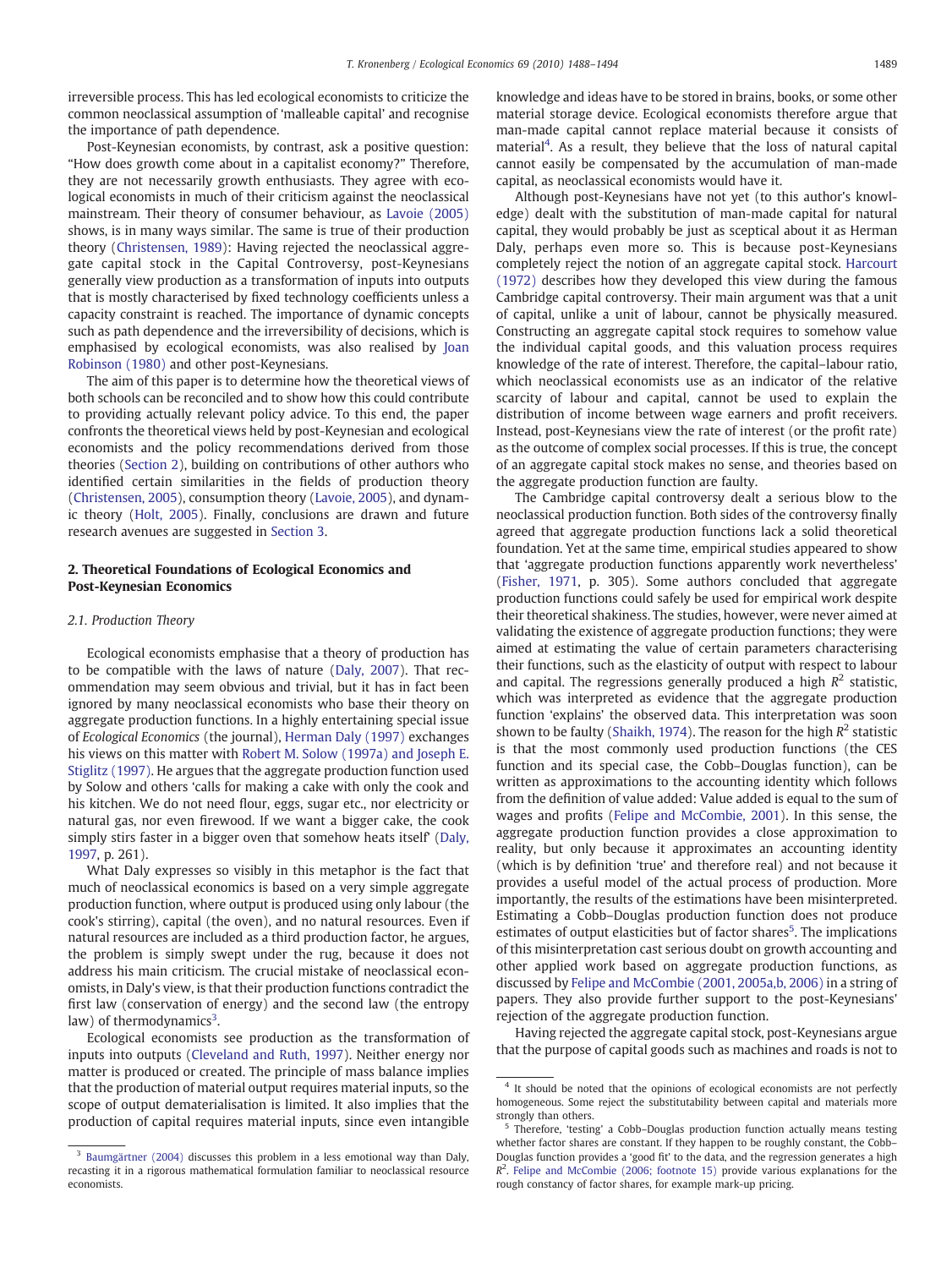irreversible process. This has led ecological economists to criticize the common neoclassical assumption of 'malleable capital' and recognise the importance of path dependence.

Post-Keynesian economists, by contrast, ask a positive question: "How does growth come about in a capitalist economy?" Therefore, they are not necessarily growth enthusiasts. They agree with ecological economists in much of their criticism against the neoclassical mainstream. Their theory of consumer behaviour, as Lavoie (2005) shows, is in many ways similar. The same is true of their production theory (Christensen, 1989): Having rejected the neoclassical aggregate capital stock in the Capital Controversy, post-Keynesians generally view production as a transformation of inputs into outputs that is mostly characterised by fixed technology coefficients unless a capacity constraint is reached. The importance of dynamic concepts such as path dependence and the irreversibility of decisions, which is emphasised by ecological economists, was also realised by Joan Robinson (1980) and other post-Keynesians.

The aim of this paper is to determine how the theoretical views of both schools can be reconciled and to show how this could contribute to providing actually relevant policy advice. To this end, the paper confronts the theoretical views held by post-Keynesian and ecological economists and the policy recommendations derived from those theories (Section 2), building on contributions of other authors who identified certain similarities in the fields of production theory (Christensen, 2005), consumption theory (Lavoie, 2005), and dynamic theory (Holt, 2005). Finally, conclusions are drawn and future research avenues are suggested in Section 3.

## 2. Theoretical Foundations of Ecological Economics and Post-Keynesian Economics

### 2.1. Production Theory

Ecological economists emphasise that a theory of production has to be compatible with the laws of nature (Daly, 2007). That recommendation may seem obvious and trivial, but it has in fact been ignored by many neoclassical economists who base their theory on aggregate production functions. In a highly entertaining special issue of *Ecological Economics* (the journal), Herman Daly (1997) exchanges his views on this matter with Robert M. Solow (1997a) and Joseph E. Stiglitz (1997). He argues that the aggregate production function used by Solow and others 'calls for making a cake with only the cook and his kitchen. We do not need flour, eggs, sugar etc., nor electricity or natural gas, nor even firewood. If we want a bigger cake, the cook simply stirs faster in a bigger oven that somehow heats itself' (Daly, 1997, p. 261).

What Daly expresses so visibly in this metaphor is the fact that much of neoclassical economics is based on a very simple aggregate production function, where output is produced using only labour (the cook's stirring), capital (the oven), and no natural resources. Even if natural resources are included as a third production factor, he argues, the problem is simply swept under the rug, because it does not address his main criticism. The crucial mistake of neoclassical economists, in Daly's view, is that their production functions contradict the first law (conservation of energy) and the second law (the entropy law) of thermodynamics[3].

Ecological economists see production as the transformation of inputs into outputs (Cleveland and Ruth, 1997). Neither energy nor matter is produced or created. The principle of mass balance implies that the production of material output requires material inputs, so the scope of output dematerialisation is limited. It also implies that the production of capital requires material inputs, since even intangible knowledge and ideas have to be stored in brains, books, or some other material storage device. Ecological economists therefore argue that man-made capital cannot replace material because it consists of material[4]. As a result, they believe that the loss of natural capital cannot easily be compensated by the accumulation of man-made capital, as neoclassical economists would have it.

Although post-Keynesians have not yet (to this author's knowledge) dealt with the substitution of man-made capital for natural capital, they would probably be just as sceptical about it as Herman Daly, perhaps even more so. This is because post-Keynesians completely reject the notion of an aggregate capital stock. Harcourt (1972) describes how they developed this view during the famous Cambridge capital controversy. Their main argument was that a unit of capital, unlike a unit of labour, cannot be physically measured. Constructing an aggregate capital stock requires to somehow value the individual capital goods, and this valuation process requires knowledge of the rate of interest. Therefore, the capital–labour ratio, which neoclassical economists use as an indicator of the relative scarcity of labour and capital, cannot be used to explain the distribution of income between wage earners and profit receivers. Instead, post-Keynesians view the rate of interest (or the profit rate) as the outcome of complex social processes. If this is true, the concept of an aggregate capital stock makes no sense, and theories based on the aggregate production function are faulty.

The Cambridge capital controversy dealt a serious blow to the neoclassical production function. Both sides of the controversy finally agreed that aggregate production functions lack a solid theoretical foundation. Yet at the same time, empirical studies appeared to show that 'aggregate production functions apparently work nevertheless' (Fisher, 1971, p. 305). Some authors concluded that aggregate production functions could safely be used for empirical work despite their theoretical shakiness. The studies, however, were never aimed at validating the existence of aggregate production functions; they were aimed at estimating the value of certain parameters characterising their functions, such as the elasticity of output with respect to labour and capital. The regressions generally produced a high $R^2$ statistic, which was interpreted as evidence that the aggregate production function 'explains' the observed data. This interpretation was soon shown to be faulty (Shaikh, 1974). The reason for the high $R^2$ statistic is that the most commonly used production functions (the CES function and its special case, the Cobb–Douglas function), can be written as approximations to the accounting identity which follows from the definition of value added: Value added is equal to the sum of wages and profits (Felipe and McCombie, 2001). In this sense, the aggregate production function provides a close approximation to reality, but only because it approximates an accounting identity (which is by definition 'true' and therefore real) and not because it provides a useful model of the actual process of production. More importantly, the results of the estimations have been misinterpreted. Estimating a Cobb–Douglas production function does not produce estimates of output elasticities but of factor shares[5]. The implications of this misinterpretation cast serious doubt on growth accounting and other applied work based on aggregate production functions, as discussed by Felipe and McCombie (2001, 2005a,b, 2006) in a string of papers. They also provide further support to the post-Keynesians' rejection of the aggregate production function.

Having rejected the aggregate capital stock, post-Keynesians argue that the purpose of capital goods such as machines and roads is not to

[3] Baumgärtner (2004) discusses this problem in a less emotional way than Daly, recasting it in a rigorous mathematical formulation familiar to neoclassical resource economists.

[4] It should be noted that the opinions of ecological economists are not perfectly homogeneous. Some reject the substitutability between capital and materials more strongly than others.

[5] Therefore, 'testing' a Cobb–Douglas production function actually means testing whether factor shares are constant. If they happen to be roughly constant, the Cobb–Douglas function provides a 'good fit' to the data, and the regression generates a high $R^2$. Felipe and McCombie (2006; footnote 15) provide various explanations for the rough constancy of factor shares, for example mark-up pricing.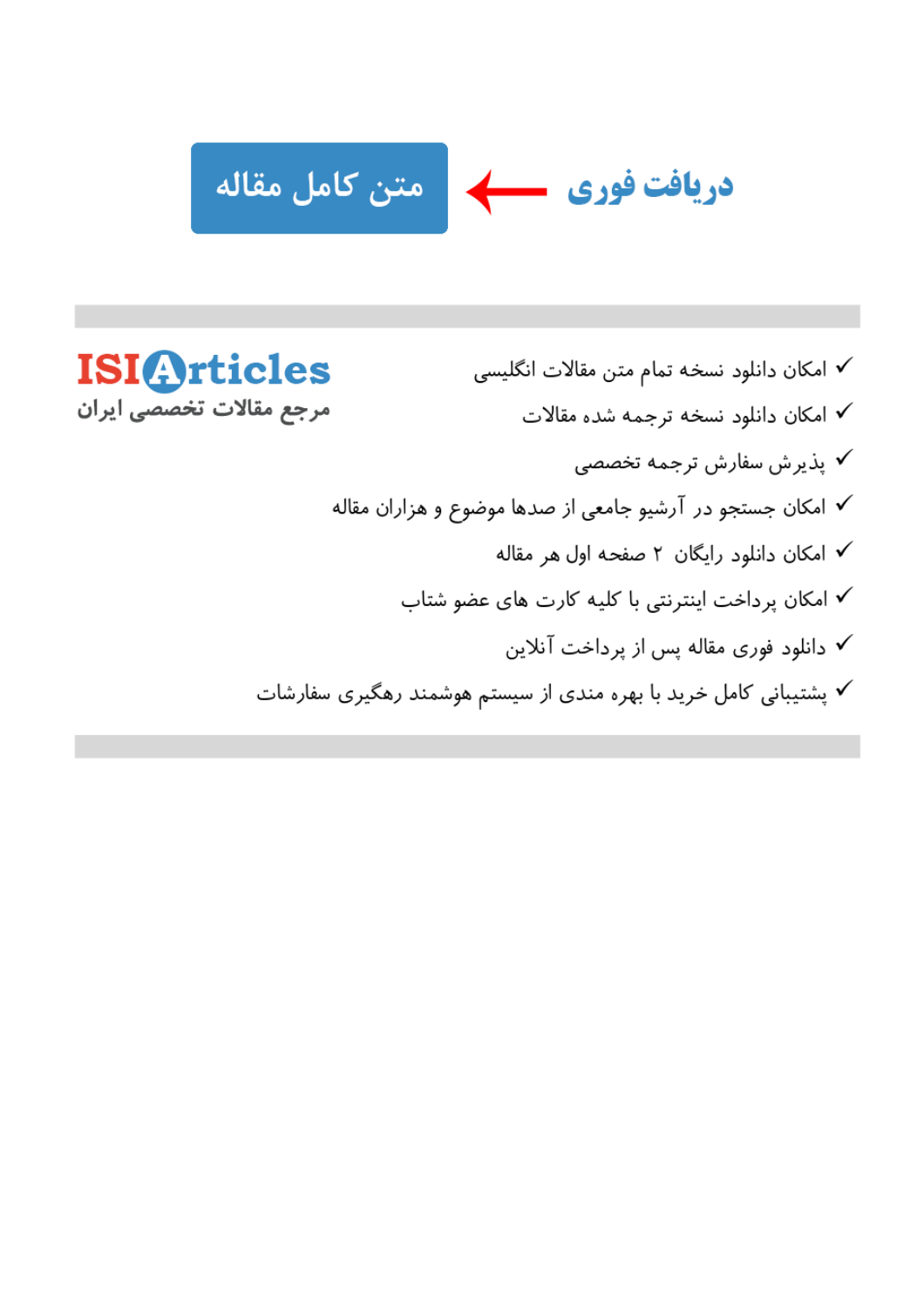**دریافت فوری** ← **متن کامل مقاله**

**ISIArticles**
مرجع مقالات تخصصی ایران

- ✓ امکان دانلود نسخه تمام متن مقالات انگلیسی
- ✓ امکان دانلود نسخه ترجمه شده مقالات
- ✓ پذیرش سفارش ترجمه تخصصی
- ✓ امکان جستجو در آرشیو جامعی از صدها موضوع و هزاران مقاله
- ✓ امکان دانلود رایگان ۲ صفحه اول هر مقاله
- ✓ امکان پرداخت اینترنتی با کلیه کارت های عضو شتاب
- ✓ دانلود فوری مقاله پس از پرداخت آنلاین
- ✓ پشتیبانی کامل خرید با بهره مندی از سیستم هوشمند رهگیری سفارشات